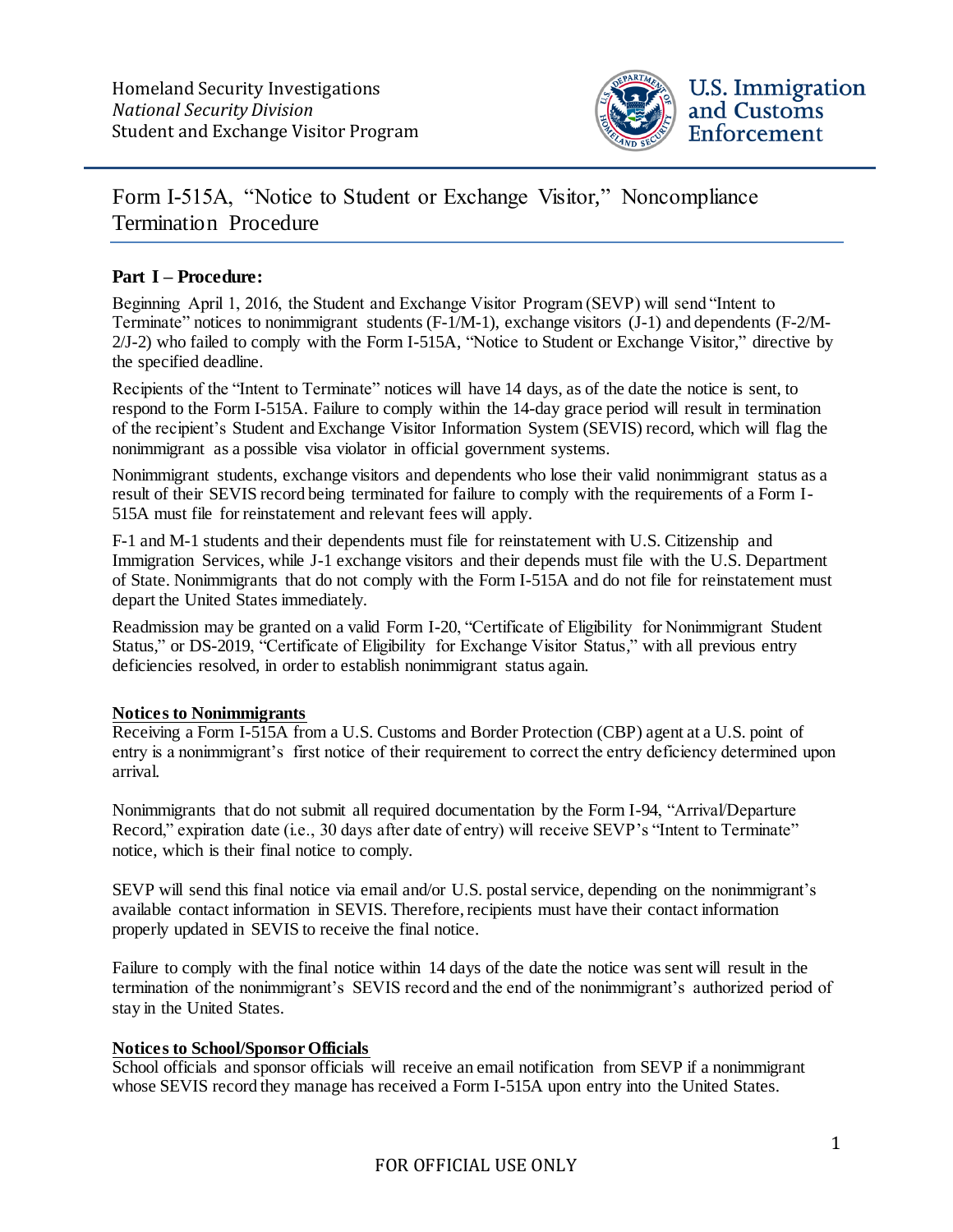Homeland Security Investigations
*National Security Division*
Student and Exchange Visitor Program

U.S. Immigration and Customs Enforcement

# Form I-515A, "Notice to Student or Exchange Visitor," Noncompliance Termination Procedure

## Part I – Procedure:

Beginning April 1, 2016, the Student and Exchange Visitor Program (SEVP) will send "Intent to Terminate" notices to nonimmigrant students (F-1/M-1), exchange visitors (J-1) and dependents (F-2/M-2/J-2) who failed to comply with the Form I-515A, "Notice to Student or Exchange Visitor," directive by the specified deadline.

Recipients of the "Intent to Terminate" notices will have 14 days, as of the date the notice is sent, to respond to the Form I-515A. Failure to comply within the 14-day grace period will result in termination of the recipient's Student and Exchange Visitor Information System (SEVIS) record, which will flag the nonimmigrant as a possible visa violator in official government systems.

Nonimmigrant students, exchange visitors and dependents who lose their valid nonimmigrant status as a result of their SEVIS record being terminated for failure to comply with the requirements of a Form I-515A must file for reinstatement and relevant fees will apply.

F-1 and M-1 students and their dependents must file for reinstatement with U.S. Citizenship and Immigration Services, while J-1 exchange visitors and their depends must file with the U.S. Department of State. Nonimmigrants that do not comply with the Form I-515A and do not file for reinstatement must depart the United States immediately.

Readmission may be granted on a valid Form I-20, "Certificate of Eligibility for Nonimmigrant Student Status," or DS-2019, "Certificate of Eligibility for Exchange Visitor Status," with all previous entry deficiencies resolved, in order to establish nonimmigrant status again.

**Notices to Nonimmigrants**

Receiving a Form I-515A from a U.S. Customs and Border Protection (CBP) agent at a U.S. point of entry is a nonimmigrant's first notice of their requirement to correct the entry deficiency determined upon arrival.

Nonimmigrants that do not submit all required documentation by the Form I-94, "Arrival/Departure Record," expiration date (i.e., 30 days after date of entry) will receive SEVP's "Intent to Terminate" notice, which is their final notice to comply.

SEVP will send this final notice via email and/or U.S. postal service, depending on the nonimmigrant's available contact information in SEVIS. Therefore, recipients must have their contact information properly updated in SEVIS to receive the final notice.

Failure to comply with the final notice within 14 days of the date the notice was sent will result in the termination of the nonimmigrant's SEVIS record and the end of the nonimmigrant's authorized period of stay in the United States.

**Notices to School/Sponsor Officials**

School officials and sponsor officials will receive an email notification from SEVP if a nonimmigrant whose SEVIS record they manage has received a Form I-515A upon entry into the United States.

FOR OFFICIAL USE ONLY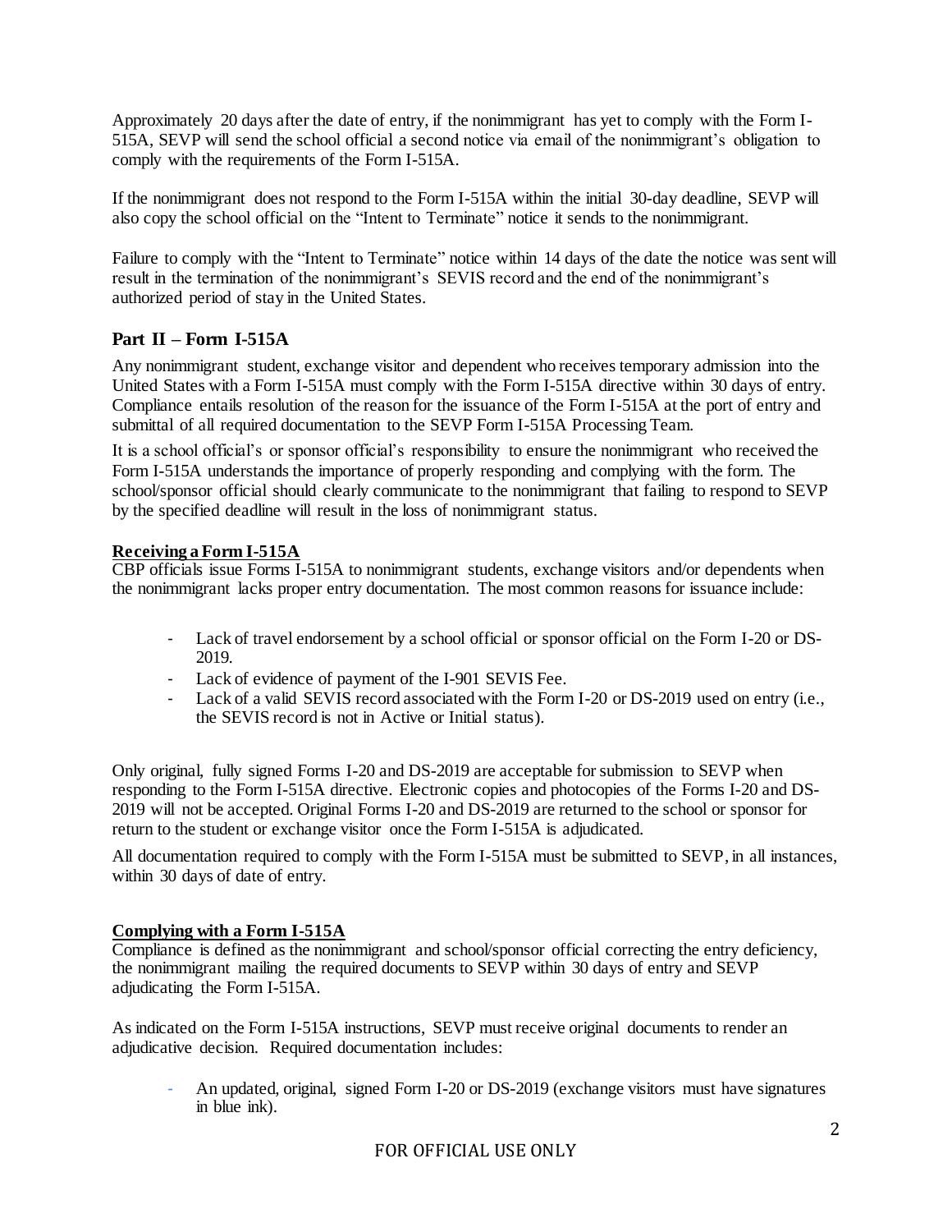Approximately 20 days after the date of entry, if the nonimmigrant has yet to comply with the Form I-515A, SEVP will send the school official a second notice via email of the nonimmigrant's obligation to comply with the requirements of the Form I-515A.

If the nonimmigrant does not respond to the Form I-515A within the initial 30-day deadline, SEVP will also copy the school official on the "Intent to Terminate" notice it sends to the nonimmigrant.

Failure to comply with the "Intent to Terminate" notice within 14 days of the date the notice was sent will result in the termination of the nonimmigrant's SEVIS record and the end of the nonimmigrant's authorized period of stay in the United States.

## Part II – Form I-515A

Any nonimmigrant student, exchange visitor and dependent who receives temporary admission into the United States with a Form I-515A must comply with the Form I-515A directive within 30 days of entry. Compliance entails resolution of the reason for the issuance of the Form I-515A at the port of entry and submittal of all required documentation to the SEVP Form I-515A Processing Team.

It is a school official's or sponsor official's responsibility to ensure the nonimmigrant who received the Form I-515A understands the importance of properly responding and complying with the form. The school/sponsor official should clearly communicate to the nonimmigrant that failing to respond to SEVP by the specified deadline will result in the loss of nonimmigrant status.

### Receiving a Form I-515A

CBP officials issue Forms I-515A to nonimmigrant students, exchange visitors and/or dependents when the nonimmigrant lacks proper entry documentation. The most common reasons for issuance include:

- Lack of travel endorsement by a school official or sponsor official on the Form I-20 or DS-2019.
- Lack of evidence of payment of the I-901 SEVIS Fee.
- Lack of a valid SEVIS record associated with the Form I-20 or DS-2019 used on entry (i.e., the SEVIS record is not in Active or Initial status).

Only original, fully signed Forms I-20 and DS-2019 are acceptable for submission to SEVP when responding to the Form I-515A directive. Electronic copies and photocopies of the Forms I-20 and DS-2019 will not be accepted. Original Forms I-20 and DS-2019 are returned to the school or sponsor for return to the student or exchange visitor once the Form I-515A is adjudicated.

All documentation required to comply with the Form I-515A must be submitted to SEVP, in all instances, within 30 days of date of entry.

### Complying with a Form I-515A

Compliance is defined as the nonimmigrant and school/sponsor official correcting the entry deficiency, the nonimmigrant mailing the required documents to SEVP within 30 days of entry and SEVP adjudicating the Form I-515A.

As indicated on the Form I-515A instructions, SEVP must receive original documents to render an adjudicative decision. Required documentation includes:

- An updated, original, signed Form I-20 or DS-2019 (exchange visitors must have signatures in blue ink).

FOR OFFICIAL USE ONLY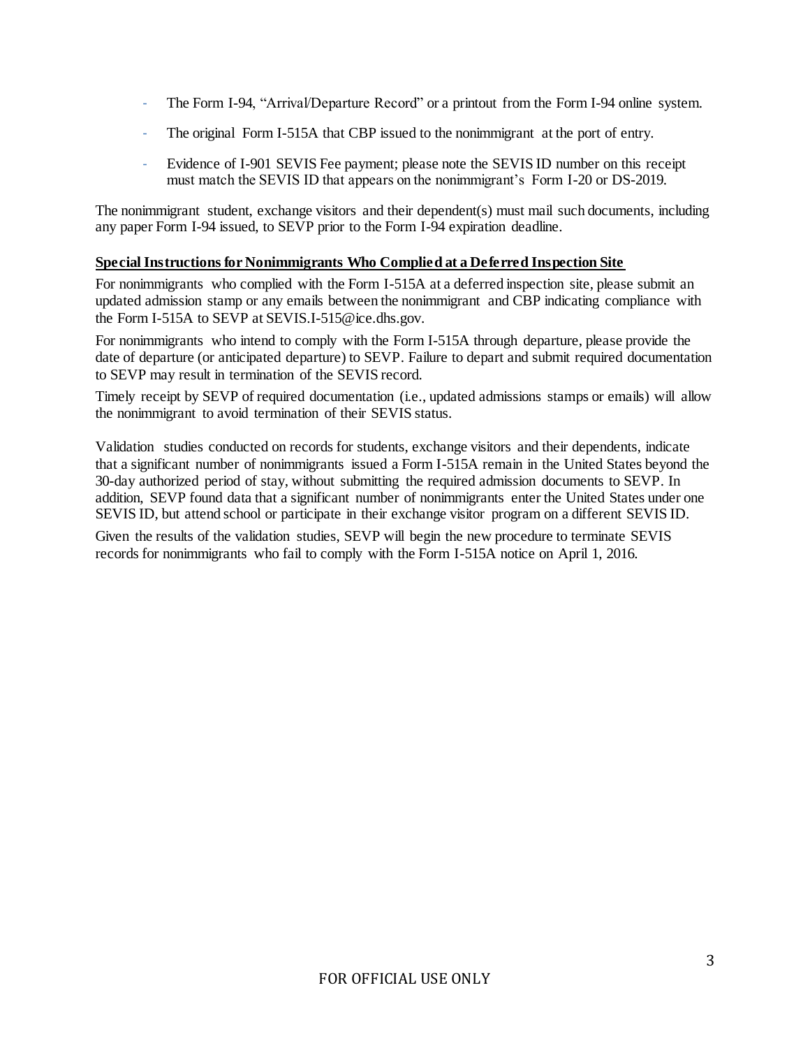- The Form I-94, "Arrival/Departure Record" or a printout from the Form I-94 online system.
- The original Form I-515A that CBP issued to the nonimmigrant at the port of entry.
- Evidence of I-901 SEVIS Fee payment; please note the SEVIS ID number on this receipt must match the SEVIS ID that appears on the nonimmigrant's Form I-20 or DS-2019.

The nonimmigrant student, exchange visitors and their dependent(s) must mail such documents, including any paper Form I-94 issued, to SEVP prior to the Form I-94 expiration deadline.

**Special Instructions for Nonimmigrants Who Complied at a Deferred Inspection Site**

For nonimmigrants who complied with the Form I-515A at a deferred inspection site, please submit an updated admission stamp or any emails between the nonimmigrant and CBP indicating compliance with the Form I-515A to SEVP at SEVIS.I-515@ice.dhs.gov.

For nonimmigrants who intend to comply with the Form I-515A through departure, please provide the date of departure (or anticipated departure) to SEVP. Failure to depart and submit required documentation to SEVP may result in termination of the SEVIS record.

Timely receipt by SEVP of required documentation (i.e., updated admissions stamps or emails) will allow the nonimmigrant to avoid termination of their SEVIS status.

Validation studies conducted on records for students, exchange visitors and their dependents, indicate that a significant number of nonimmigrants issued a Form I-515A remain in the United States beyond the 30-day authorized period of stay, without submitting the required admission documents to SEVP. In addition, SEVP found data that a significant number of nonimmigrants enter the United States under one SEVIS ID, but attend school or participate in their exchange visitor program on a different SEVIS ID.

Given the results of the validation studies, SEVP will begin the new procedure to terminate SEVIS records for nonimmigrants who fail to comply with the Form I-515A notice on April 1, 2016.

FOR OFFICIAL USE ONLY